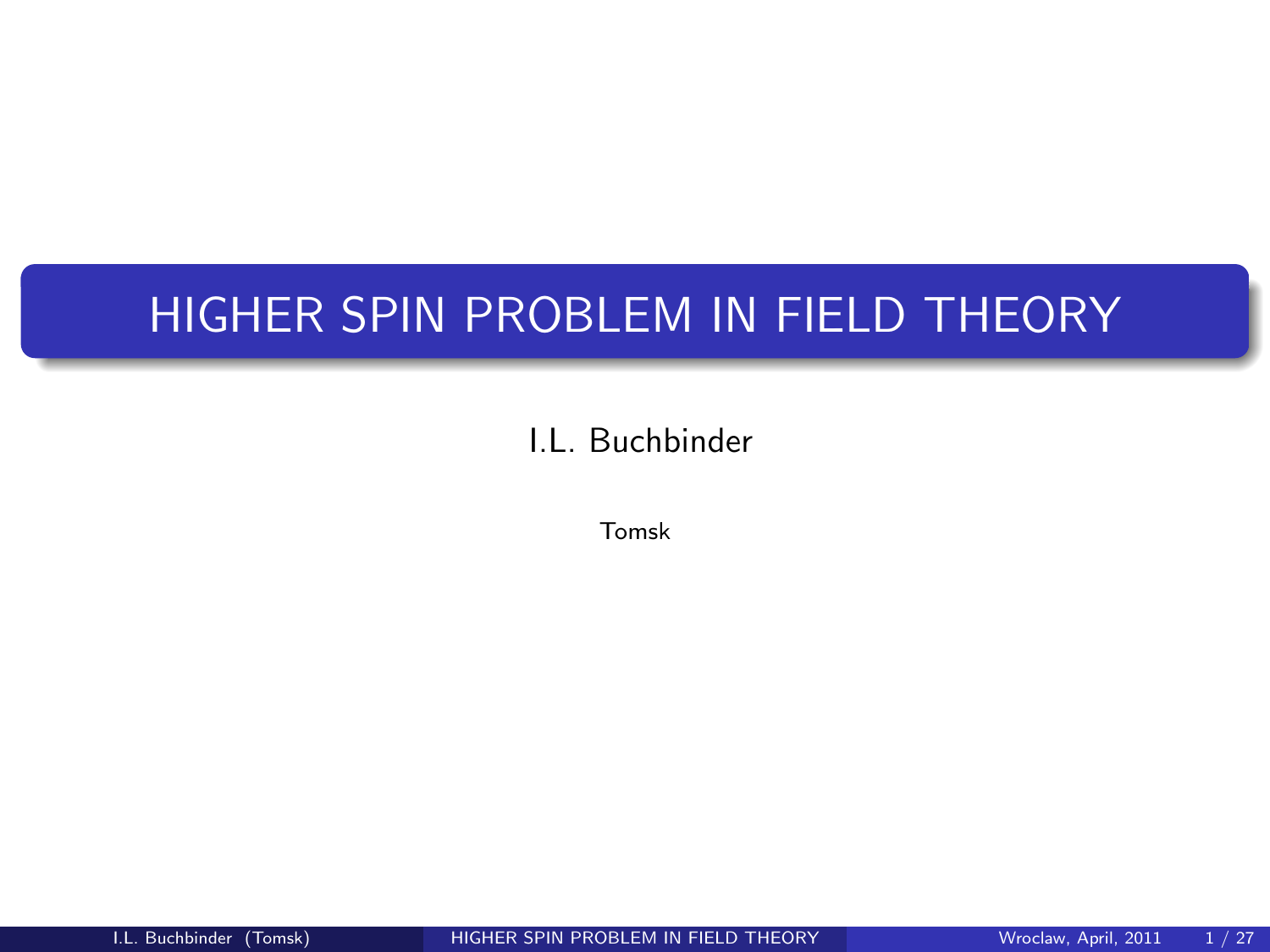# HIGHER SPIN PROBLEM IN FIELD THEORY

I.L. Buchbinder

Tomsk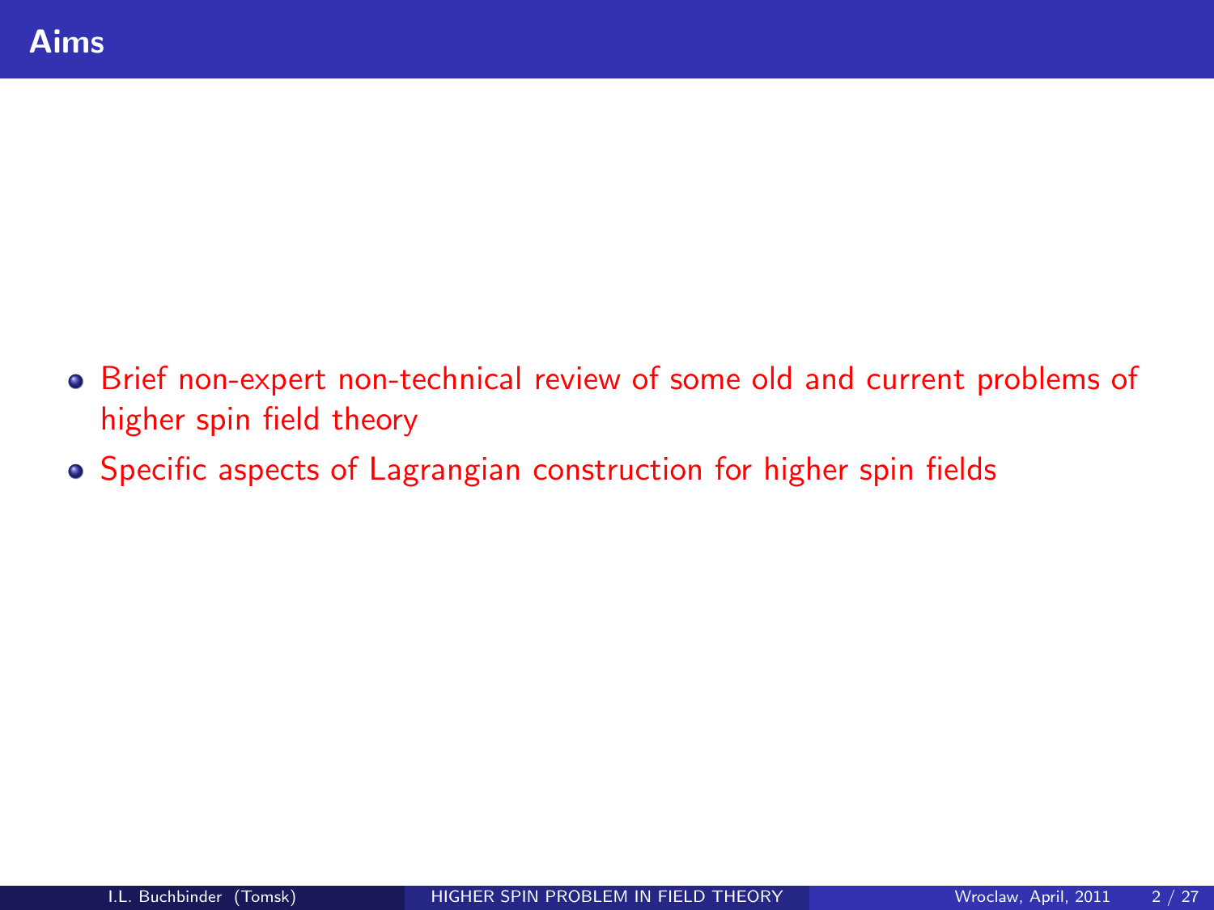# Aims

- Brief non-expert non-technical review of some old and current problems of higher spin field theory
- Specific aspects of Lagrangian construction for higher spin fields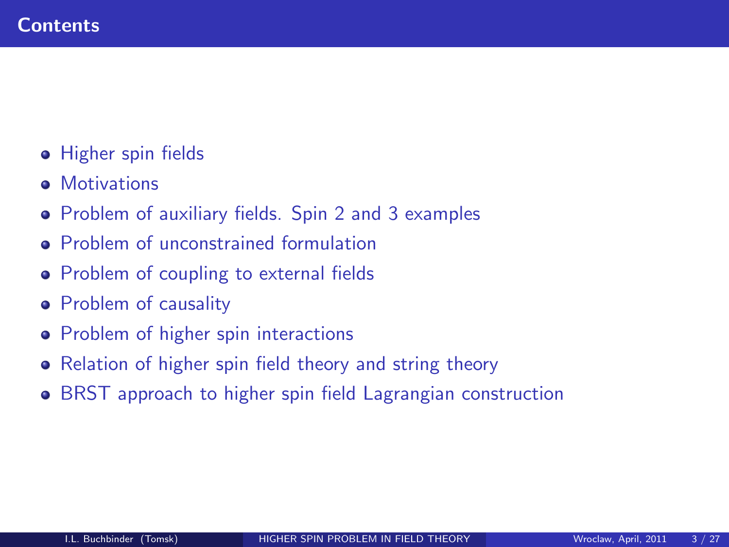## Contents

- Higher spin fields
- Motivations
- Problem of auxiliary fields. Spin 2 and 3 examples
- Problem of unconstrained formulation
- Problem of coupling to external fields
- Problem of causality
- Problem of higher spin interactions
- Relation of higher spin field theory and string theory
- BRST approach to higher spin field Lagrangian construction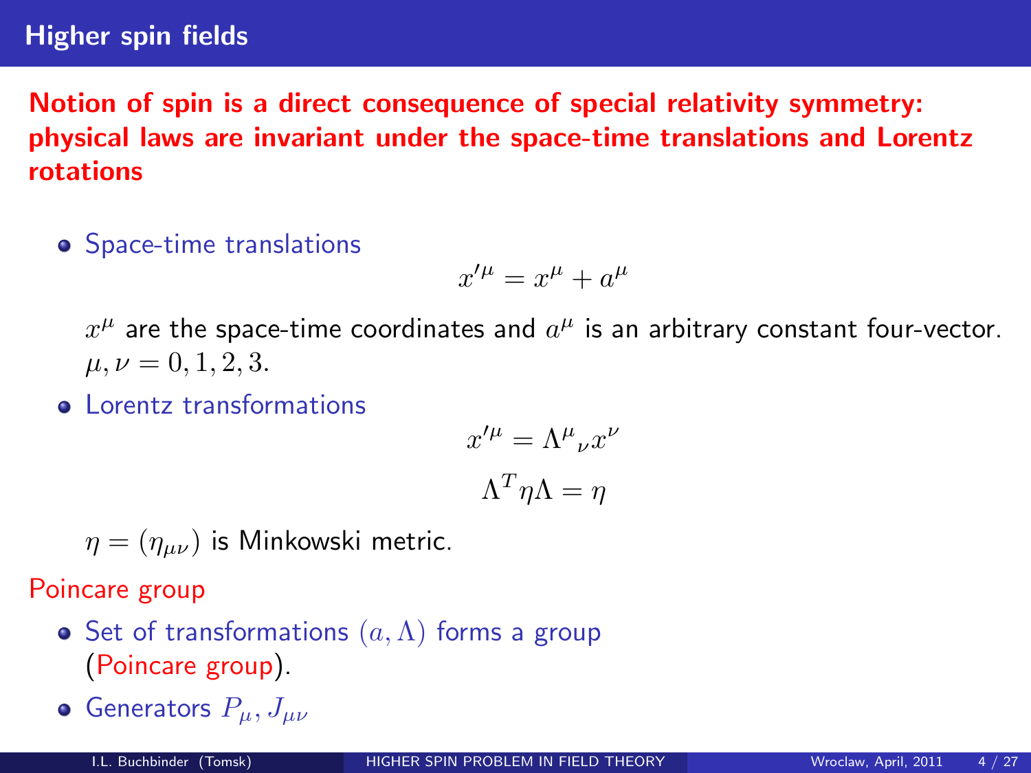## Higher spin fields

**Notion of spin is a direct consequence of special relativity symmetry: physical laws are invariant under the space-time translations and Lorentz rotations**

- Space-time translations

$$x'^{\mu} = x^{\mu} + a^{\mu}$$

  $x^{\mu}$ are the space-time coordinates and $a^{\mu}$ is an arbitrary constant four-vector. $\mu, \nu = 0, 1, 2, 3.$

- Lorentz transformations

$$x'^{\mu} = \Lambda^{\mu}{}_{\nu} x^{\nu}$$

$$\Lambda^{T} \eta \Lambda = \eta$$

  $\eta = (\eta_{\mu\nu})$ is Minkowski metric.

Poincare group

- Set of transformations $(a, \Lambda)$ forms a group (Poincare group).
- Generators $P_{\mu}, J_{\mu\nu}$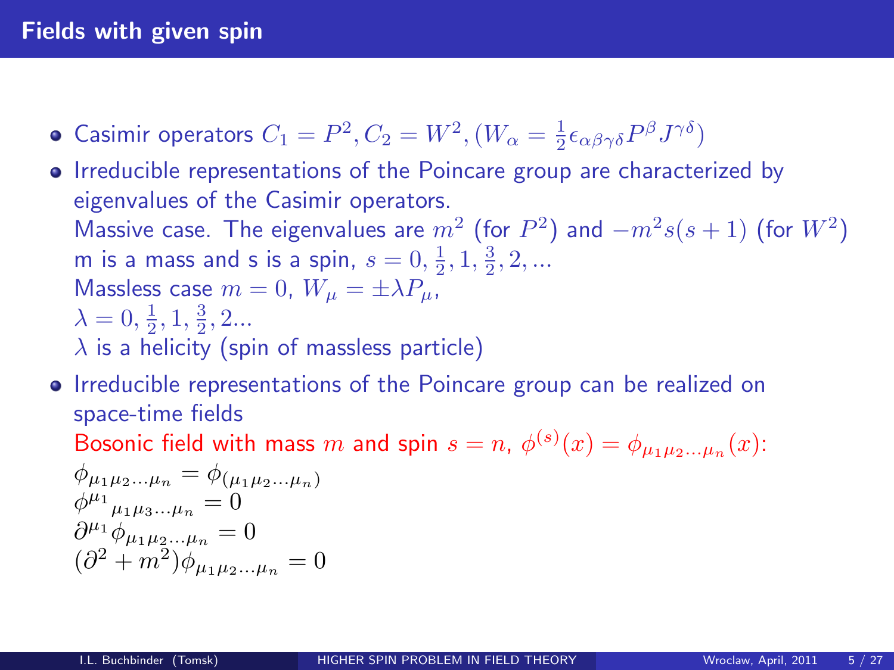## Fields with given spin

- Casimir operators $C_1 = P^2, C_2 = W^2, (W_\alpha = \frac{1}{2}\epsilon_{\alpha\beta\gamma\delta}P^\beta J^{\gamma\delta})$
- Irreducible representations of the Poincare group are characterized by eigenvalues of the Casimir operators.
  Massive case. The eigenvalues are $m^2$ (for $P^2$) and $-m^2 s(s+1)$ (for $W^2$)
  m is a mass and s is a spin, $s = 0, \frac{1}{2}, 1, \frac{3}{2}, 2, ...$
  Massless case $m = 0$, $W_\mu = \pm\lambda P_\mu$,
  $\lambda = 0, \frac{1}{2}, 1, \frac{3}{2}, 2...$
  $\lambda$ is a helicity (spin of massless particle)
- Irreducible representations of the Poincare group can be realized on space-time fields
  Bosonic field with mass $m$ and spin $s = n$, $\phi^{(s)}(x) = \phi_{\mu_1\mu_2...\mu_n}(x)$:
  $$\phi_{\mu_1\mu_2...\mu_n} = \phi_{(\mu_1\mu_2...\mu_n)}$$
  $$\phi^{\mu_1}{}_{\mu_1\mu_3...\mu_n} = 0$$
  $$\partial^{\mu_1}\phi_{\mu_1\mu_2...\mu_n} = 0$$
  $$(\partial^2 + m^2)\phi_{\mu_1\mu_2...\mu_n} = 0$$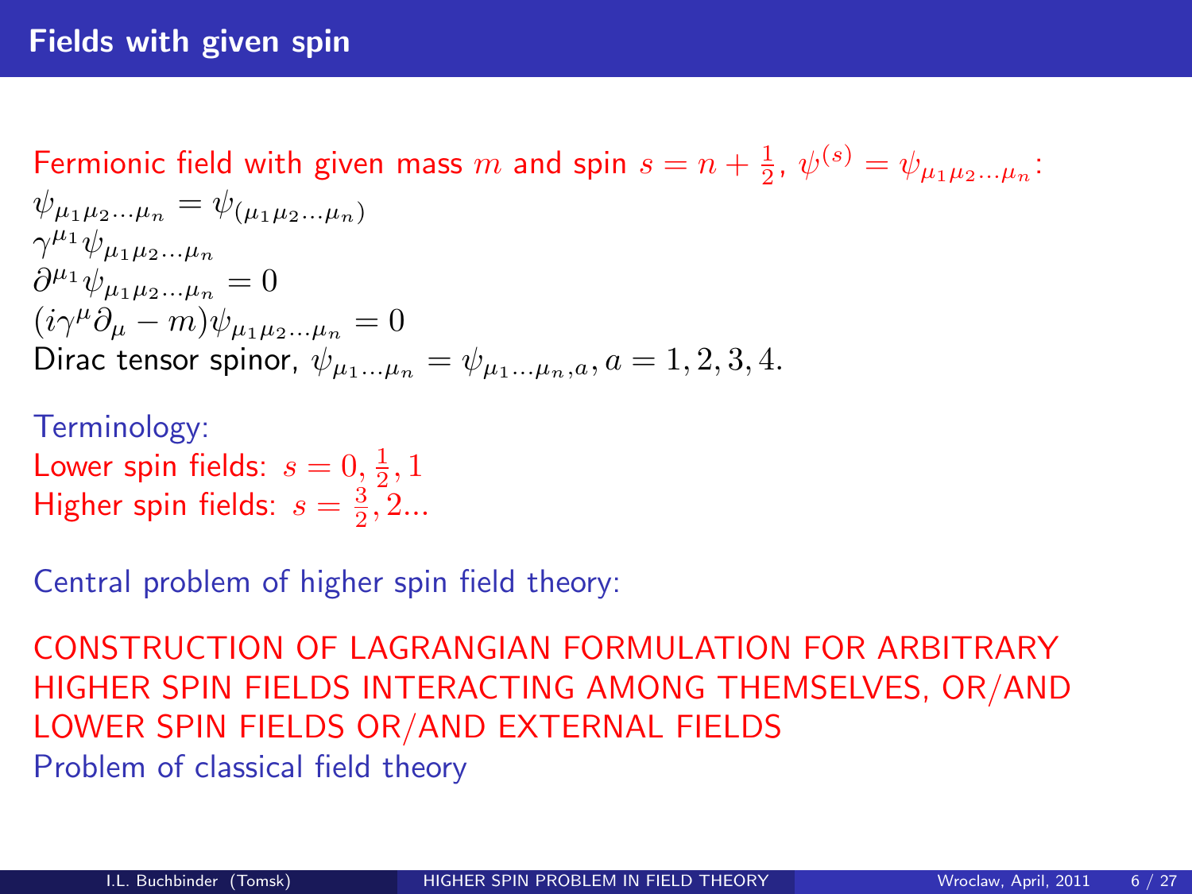# Fields with given spin

Fermionic field with given mass $m$ and spin $s = n + \frac{1}{2}$, $\psi^{(s)} = \psi_{\mu_1 \mu_2 \dots \mu_n}$:

$\psi_{\mu_1 \mu_2 \dots \mu_n} = \psi_{(\mu_1 \mu_2 \dots \mu_n)}$
$\gamma^{\mu_1} \psi_{\mu_1 \mu_2 \dots \mu_n}$
$\partial^{\mu_1} \psi_{\mu_1 \mu_2 \dots \mu_n} = 0$
$(i\gamma^\mu \partial_\mu - m) \psi_{\mu_1 \mu_2 \dots \mu_n} = 0$
Dirac tensor spinor, $\psi_{\mu_1 \dots \mu_n} = \psi_{\mu_1 \dots \mu_n, a}, a = 1, 2, 3, 4.$

Terminology:
Lower spin fields: $s = 0, \frac{1}{2}, 1$
Higher spin fields: $s = \frac{3}{2}, 2 \dots$

Central problem of higher spin field theory:

CONSTRUCTION OF LAGRANGIAN FORMULATION FOR ARBITRARY HIGHER SPIN FIELDS INTERACTING AMONG THEMSELVES, OR/AND LOWER SPIN FIELDS OR/AND EXTERNAL FIELDS
Problem of classical field theory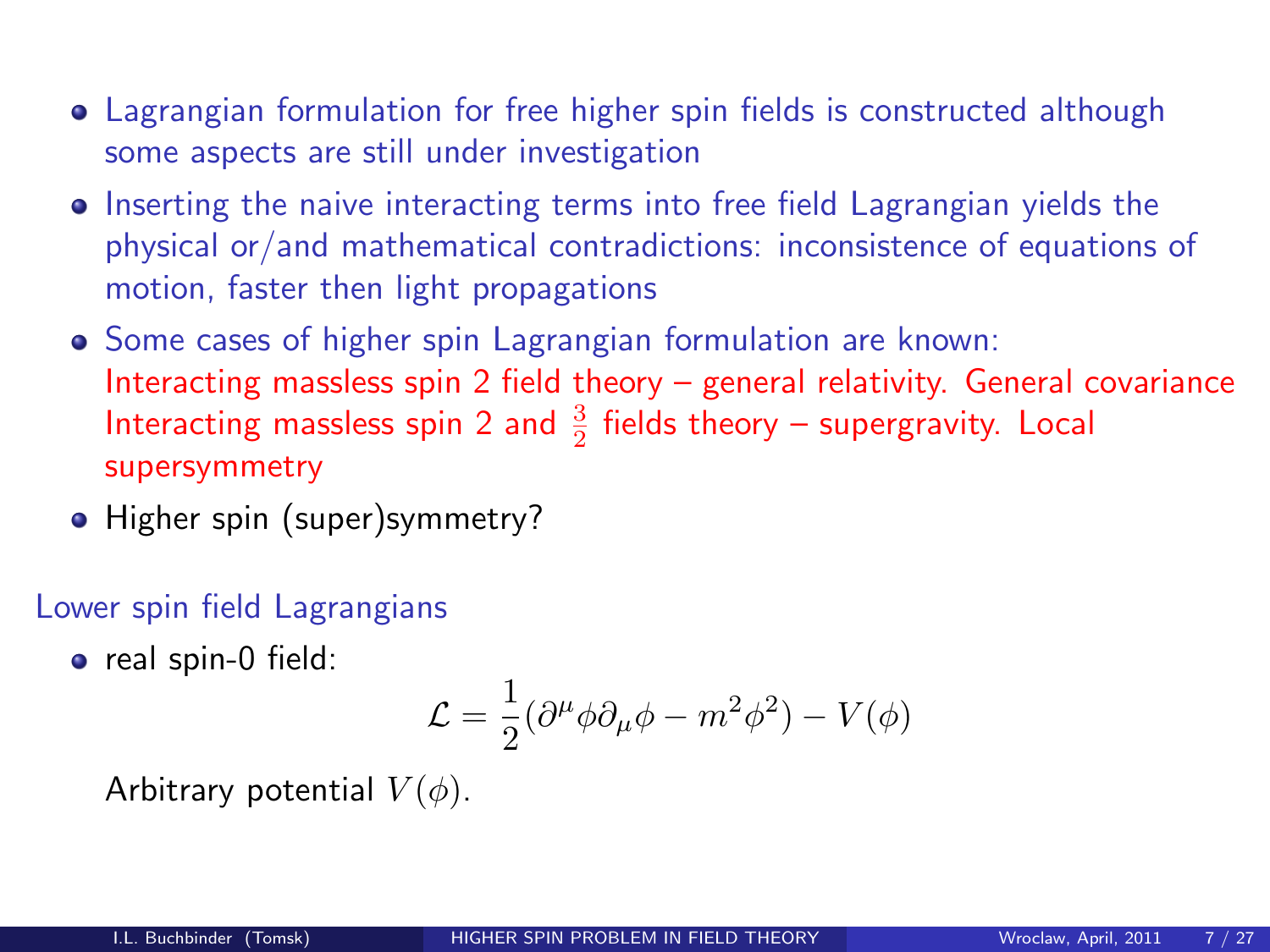- Lagrangian formulation for free higher spin fields is constructed although some aspects are still under investigation
- Inserting the naive interacting terms into free field Lagrangian yields the physical or/and mathematical contradictions: inconsistence of equations of motion, faster then light propagations
- Some cases of higher spin Lagrangian formulation are known:
  Interacting massless spin 2 field theory – general relativity. General covariance
  Interacting massless spin 2 and $\frac{3}{2}$ fields theory – supergravity. Local supersymmetry
- Higher spin (super)symmetry?

Lower spin field Lagrangians

- real spin-0 field:

$$\mathcal{L} = \frac{1}{2}(\partial^{\mu}\phi\partial_{\mu}\phi - m^2\phi^2) - V(\phi)$$

  Arbitrary potential $V(\phi)$.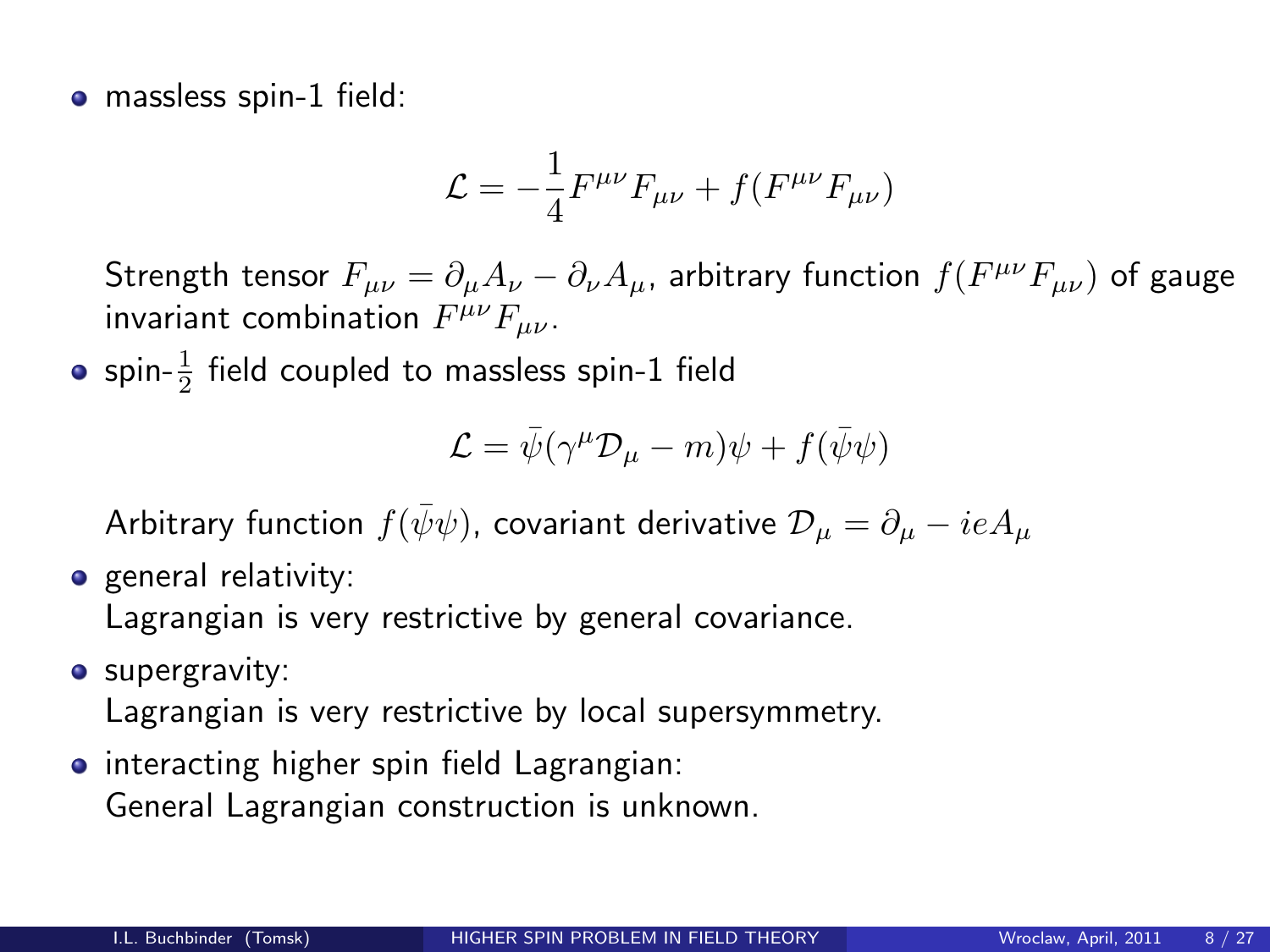- massless spin-1 field:

$$\mathcal{L} = -\frac{1}{4}F^{\mu\nu}F_{\mu\nu} + f(F^{\mu\nu}F_{\mu\nu})$$

  Strength tensor $F_{\mu\nu} = \partial_\mu A_\nu - \partial_\nu A_\mu$, arbitrary function $f(F^{\mu\nu}F_{\mu\nu})$ of gauge invariant combination $F^{\mu\nu}F_{\mu\nu}$.

- spin-$\frac{1}{2}$ field coupled to massless spin-1 field

$$\mathcal{L} = \bar{\psi}(\gamma^\mu \mathcal{D}_\mu - m)\psi + f(\bar{\psi}\psi)$$

  Arbitrary function $f(\bar{\psi}\psi)$, covariant derivative $\mathcal{D}_\mu = \partial_\mu - ieA_\mu$

- general relativity:
  Lagrangian is very restrictive by general covariance.
- supergravity:
  Lagrangian is very restrictive by local supersymmetry.
- interacting higher spin field Lagrangian:
  General Lagrangian construction is unknown.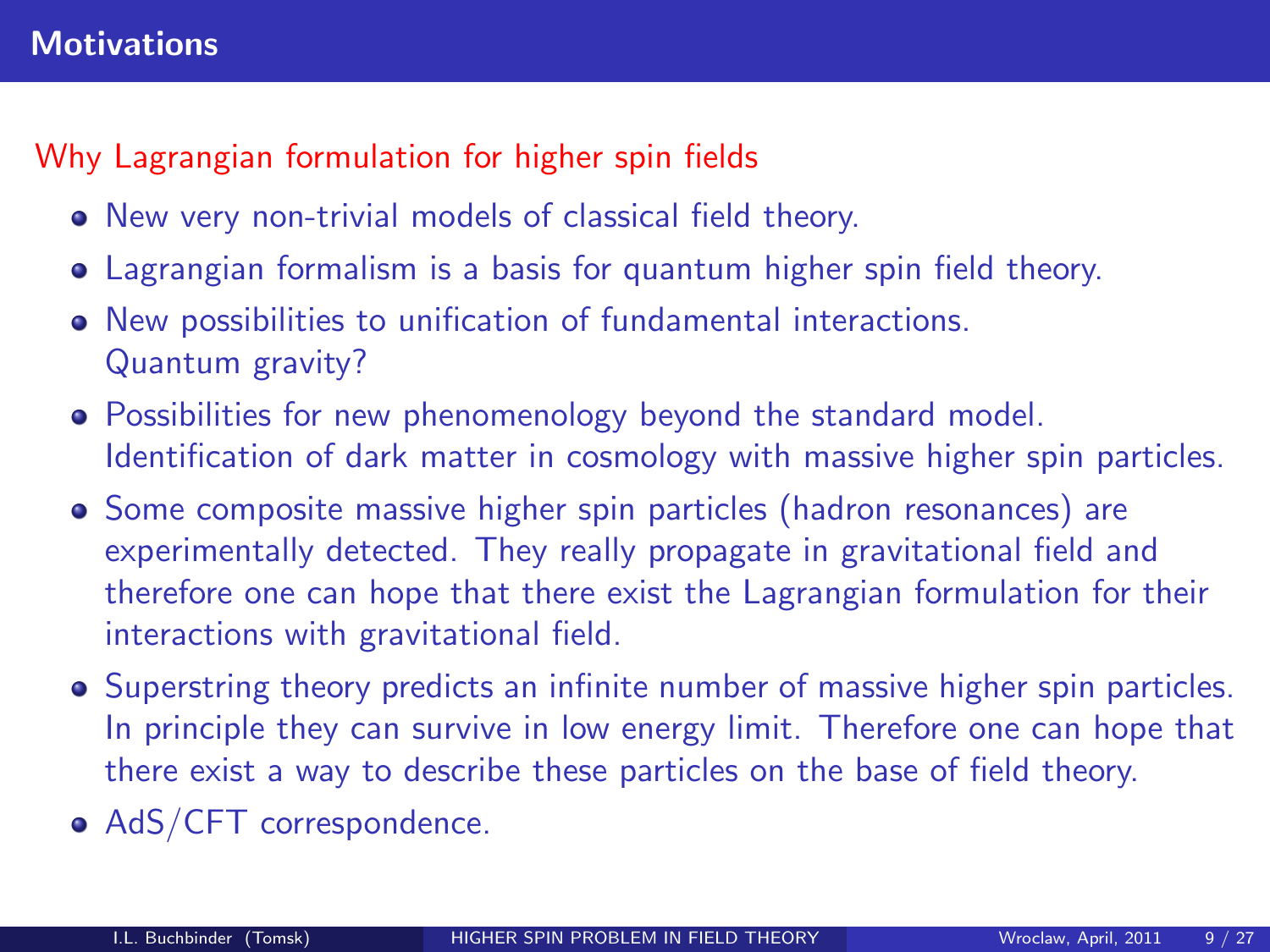## Motivations

**Why Lagrangian formulation for higher spin fields**

- New very non-trivial models of classical field theory.
- Lagrangian formalism is a basis for quantum higher spin field theory.
- New possibilities to unification of fundamental interactions. Quantum gravity?
- Possibilities for new phenomenology beyond the standard model. Identification of dark matter in cosmology with massive higher spin particles.
- Some composite massive higher spin particles (hadron resonances) are experimentally detected. They really propagate in gravitational field and therefore one can hope that there exist the Lagrangian formulation for their interactions with gravitational field.
- Superstring theory predicts an infinite number of massive higher spin particles. In principle they can survive in low energy limit. Therefore one can hope that there exist a way to describe these particles on the base of field theory.
- AdS/CFT correspondence.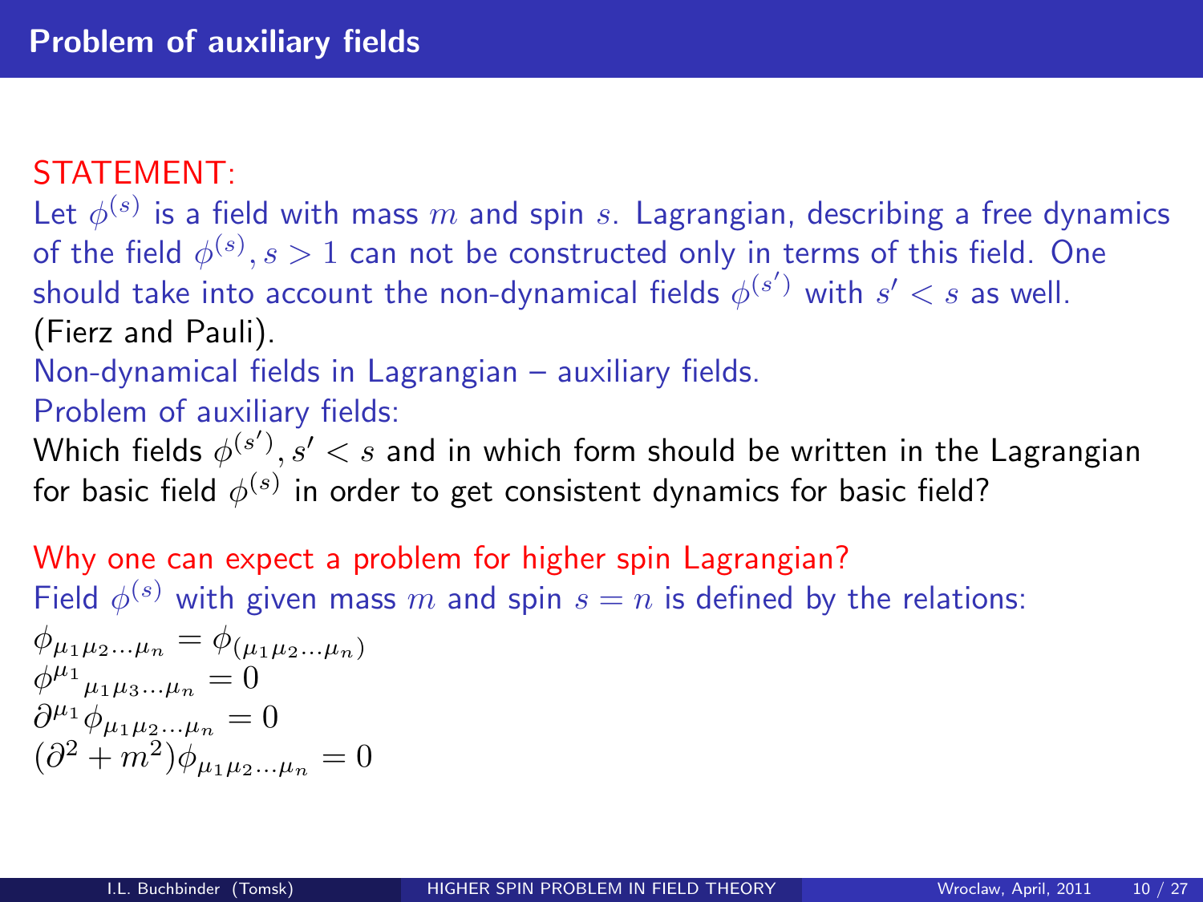## Problem of auxiliary fields

STATEMENT:

Let $\phi^{(s)}$ is a field with mass $m$ and spin $s$. Lagrangian, describing a free dynamics of the field $\phi^{(s)}, s > 1$ can not be constructed only in terms of this field. One should take into account the non-dynamical fields $\phi^{(s')}$ with $s' < s$ as well. (Fierz and Pauli).

Non-dynamical fields in Lagrangian – auxiliary fields.

Problem of auxiliary fields:

Which fields $\phi^{(s')}, s' < s$ and in which form should be written in the Lagrangian for basic field $\phi^{(s)}$ in order to get consistent dynamics for basic field?

Why one can expect a problem for higher spin Lagrangian?

Field $\phi^{(s)}$ with given mass $m$ and spin $s = n$ is defined by the relations:

$$\phi_{\mu_1\mu_2\ldots\mu_n} = \phi_{(\mu_1\mu_2\ldots\mu_n)}$$
$$\phi^{\mu_1}{}_{\mu_1\mu_3\ldots\mu_n} = 0$$
$$\partial^{\mu_1}\phi_{\mu_1\mu_2\ldots\mu_n} = 0$$
$$(\partial^2 + m^2)\phi_{\mu_1\mu_2\ldots\mu_n} = 0$$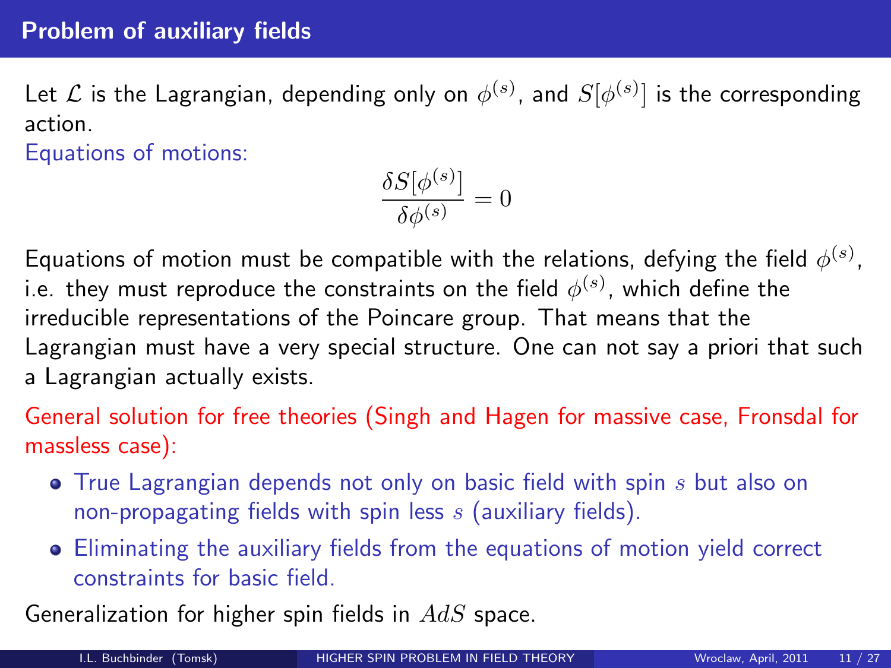## Problem of auxiliary fields

Let $\mathcal{L}$ is the Lagrangian, depending only on $\phi^{(s)}$, and $S[\phi^{(s)}]$ is the corresponding action.

Equations of motions:

$$\frac{\delta S[\phi^{(s)}]}{\delta \phi^{(s)}} = 0$$

Equations of motion must be compatible with the relations, defying the field $\phi^{(s)}$, i.e. they must reproduce the constraints on the field $\phi^{(s)}$, which define the irreducible representations of the Poincare group. That means that the Lagrangian must have a very special structure. One can not say a priori that such a Lagrangian actually exists.

General solution for free theories (Singh and Hagen for massive case, Fronsdal for massless case):

- True Lagrangian depends not only on basic field with spin $s$ but also on non-propagating fields with spin less $s$ (auxiliary fields).
- Eliminating the auxiliary fields from the equations of motion yield correct constraints for basic field.

Generalization for higher spin fields in $AdS$ space.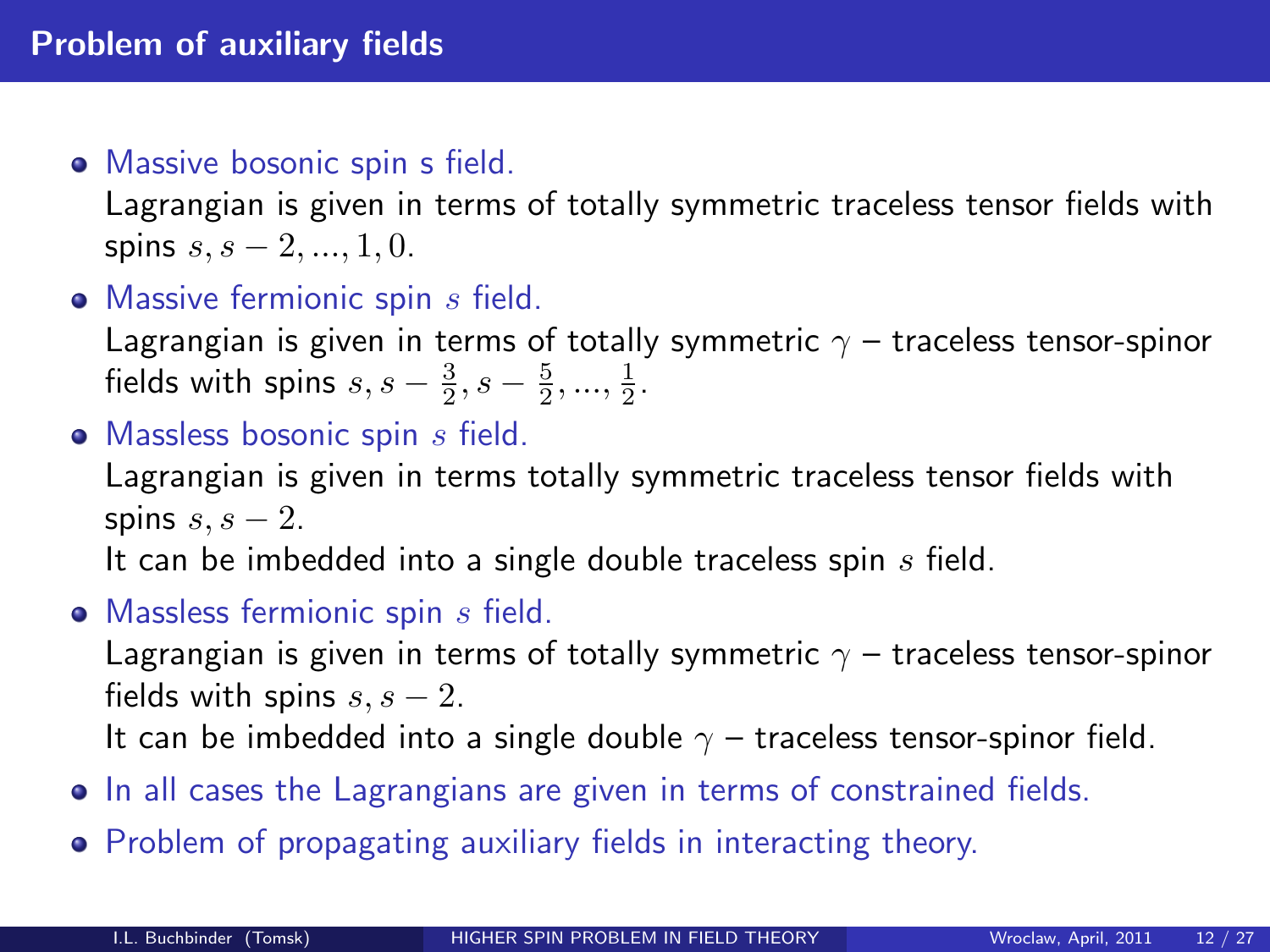## Problem of auxiliary fields

- Massive bosonic spin s field.
  Lagrangian is given in terms of totally symmetric traceless tensor fields with spins $s, s-2, ..., 1, 0$.
- Massive fermionic spin $s$ field.
  Lagrangian is given in terms of totally symmetric $\gamma$ – traceless tensor-spinor fields with spins $s, s-\frac{3}{2}, s-\frac{5}{2}, ..., \frac{1}{2}$.
- Massless bosonic spin $s$ field.
  Lagrangian is given in terms totally symmetric traceless tensor fields with spins $s, s-2$.
  It can be imbedded into a single double traceless spin $s$ field.
- Massless fermionic spin $s$ field.
  Lagrangian is given in terms of totally symmetric $\gamma$ – traceless tensor-spinor fields with spins $s, s-2$.
  It can be imbedded into a single double $\gamma$ – traceless tensor-spinor field.
- In all cases the Lagrangians are given in terms of constrained fields.
- Problem of propagating auxiliary fields in interacting theory.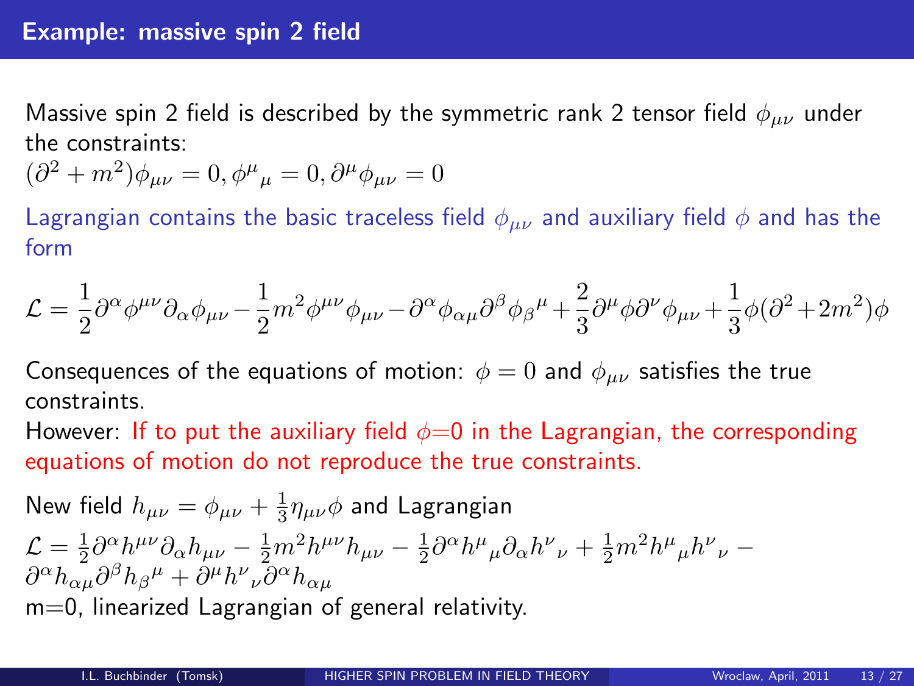## Example: massive spin 2 field

Massive spin 2 field is described by the symmetric rank 2 tensor field $\phi_{\mu\nu}$ under the constraints:

$(\partial^2 + m^2)\phi_{\mu\nu} = 0, \phi^\mu{}_\mu = 0, \partial^\mu \phi_{\mu\nu} = 0$

Lagrangian contains the basic traceless field $\phi_{\mu\nu}$ and auxiliary field $\phi$ and has the form

$$\mathcal{L} = \frac{1}{2}\partial^\alpha \phi^{\mu\nu}\partial_\alpha \phi_{\mu\nu} - \frac{1}{2}m^2 \phi^{\mu\nu}\phi_{\mu\nu} - \partial^\alpha \phi_{\alpha\mu}\partial^\beta \phi_\beta{}^\mu + \frac{2}{3}\partial^\mu \phi \partial^\nu \phi_{\mu\nu} + \frac{1}{3}\phi(\partial^2 + 2m^2)\phi$$

Consequences of the equations of motion: $\phi = 0$ and $\phi_{\mu\nu}$ satisfies the true constraints.

However: If to put the auxiliary field $\phi$=0 in the Lagrangian, the corresponding equations of motion do not reproduce the true constraints.

New field $h_{\mu\nu} = \phi_{\mu\nu} + \frac{1}{3}\eta_{\mu\nu}\phi$ and Lagrangian

$\mathcal{L} = \frac{1}{2}\partial^\alpha h^{\mu\nu}\partial_\alpha h_{\mu\nu} - \frac{1}{2}m^2 h^{\mu\nu}h_{\mu\nu} - \frac{1}{2}\partial^\alpha h^\mu{}_\mu \partial_\alpha h^\nu{}_\nu + \frac{1}{2}m^2 h^\mu{}_\mu h^\nu{}_\nu - \partial^\alpha h_{\alpha\mu}\partial^\beta h_\beta{}^\mu + \partial^\mu h^\nu{}_\nu \partial^\alpha h_{\alpha\mu}$

m=0, linearized Lagrangian of general relativity.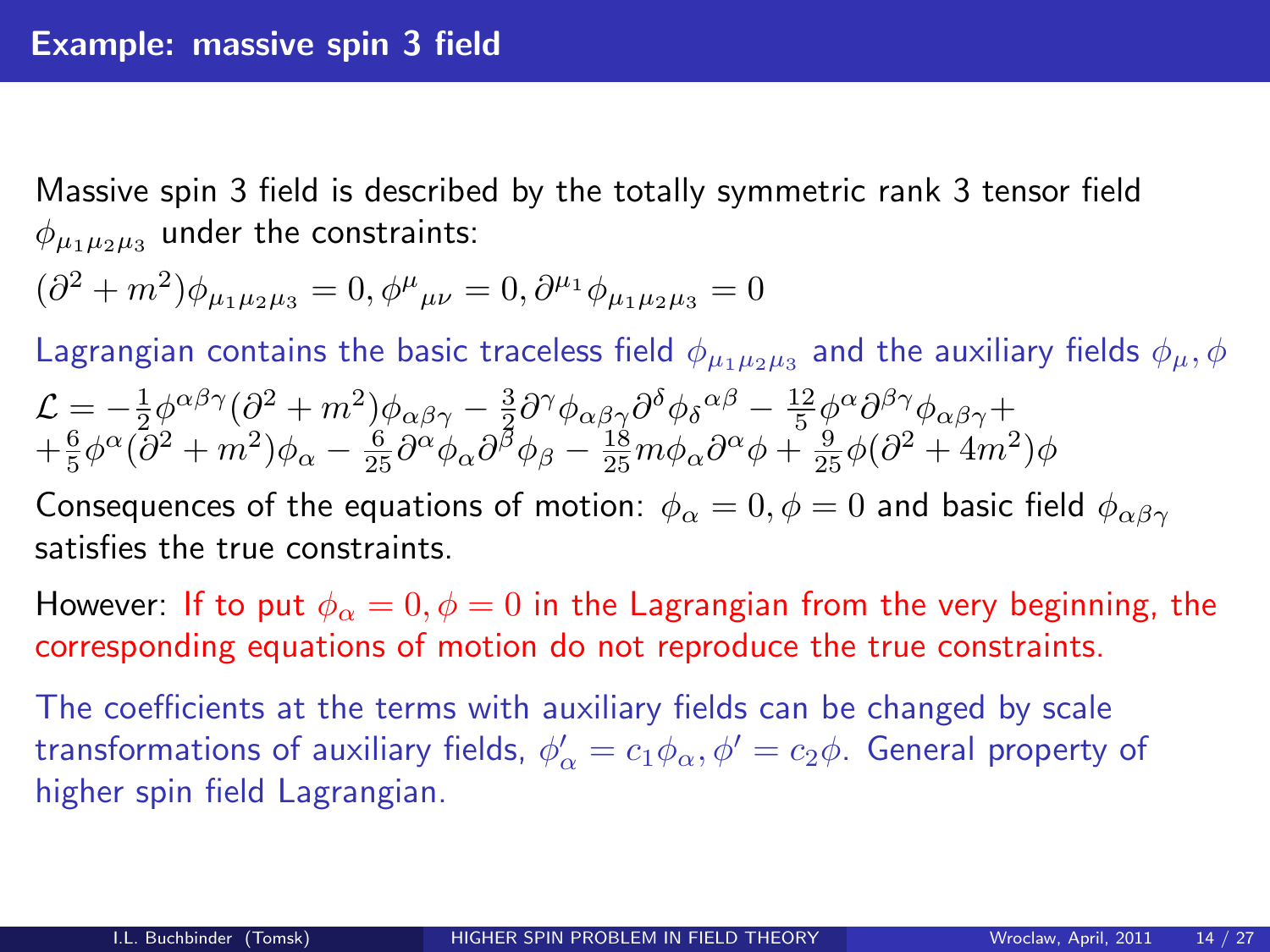## Example: massive spin 3 field

Massive spin 3 field is described by the totally symmetric rank 3 tensor field $\phi_{\mu_1\mu_2\mu_3}$ under the constraints:

$$(\partial^2 + m^2)\phi_{\mu_1\mu_2\mu_3} = 0, \phi^{\mu}{}_{\mu\nu} = 0, \partial^{\mu_1}\phi_{\mu_1\mu_2\mu_3} = 0$$

Lagrangian contains the basic traceless field $\phi_{\mu_1\mu_2\mu_3}$ and the auxiliary fields $\phi_\mu, \phi$

$$\mathcal{L} = -\frac{1}{2}\phi^{\alpha\beta\gamma}(\partial^2 + m^2)\phi_{\alpha\beta\gamma} - \frac{3}{2}\partial^\gamma\phi_{\alpha\beta\gamma}\partial^\delta\phi_\delta{}^{\alpha\beta} - \frac{12}{5}\phi^\alpha\partial^{\beta\gamma}\phi_{\alpha\beta\gamma} +$$
$$+\frac{6}{5}\phi^\alpha(\partial^2 + m^2)\phi_\alpha - \frac{6}{25}\partial^\alpha\phi_\alpha\partial^\beta\phi_\beta - \frac{18}{25}m\phi_\alpha\partial^\alpha\phi + \frac{9}{25}\phi(\partial^2 + 4m^2)\phi$$

Consequences of the equations of motion: $\phi_\alpha = 0, \phi = 0$ and basic field $\phi_{\alpha\beta\gamma}$ satisfies the true constraints.

However: If to put $\phi_\alpha = 0, \phi = 0$ in the Lagrangian from the very beginning, the corresponding equations of motion do not reproduce the true constraints.

The coefficients at the terms with auxiliary fields can be changed by scale transformations of auxiliary fields, $\phi'_\alpha = c_1\phi_\alpha, \phi' = c_2\phi$. General property of higher spin field Lagrangian.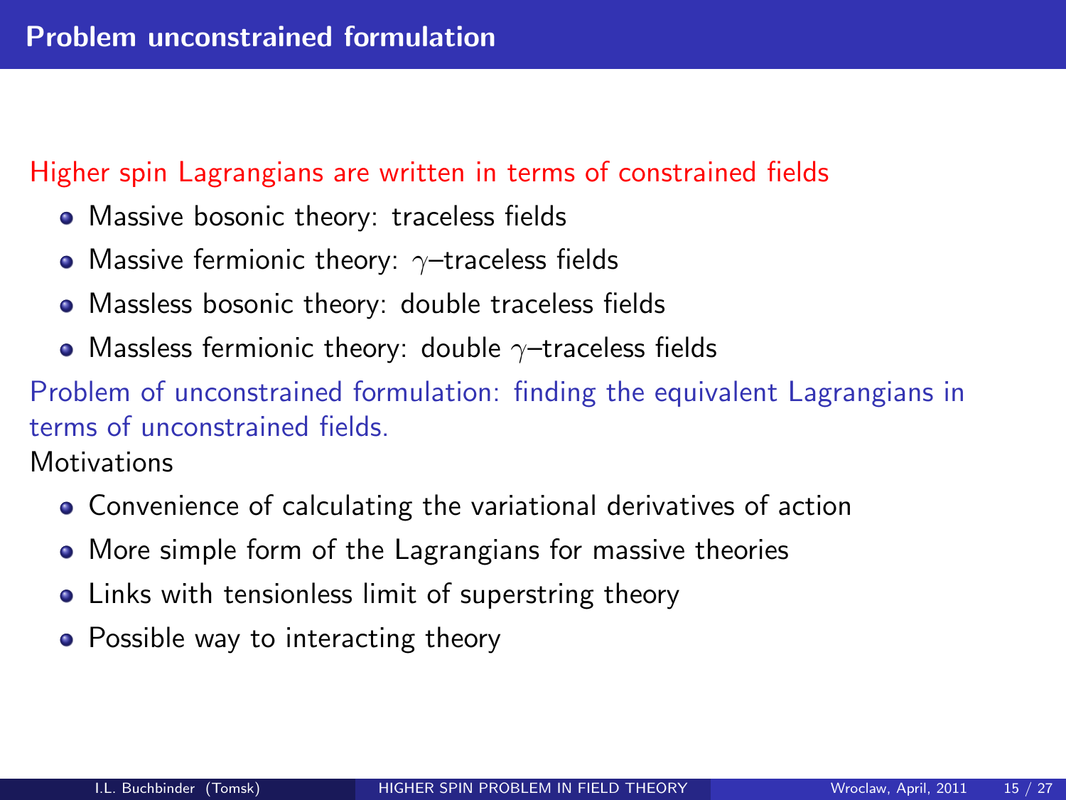## Problem unconstrained formulation

Higher spin Lagrangians are written in terms of constrained fields

- Massive bosonic theory: traceless fields
- Massive fermionic theory: $\gamma$–traceless fields
- Massless bosonic theory: double traceless fields
- Massless fermionic theory: double $\gamma$–traceless fields

Problem of unconstrained formulation: finding the equivalent Lagrangians in terms of unconstrained fields.

Motivations

- Convenience of calculating the variational derivatives of action
- More simple form of the Lagrangians for massive theories
- Links with tensionless limit of superstring theory
- Possible way to interacting theory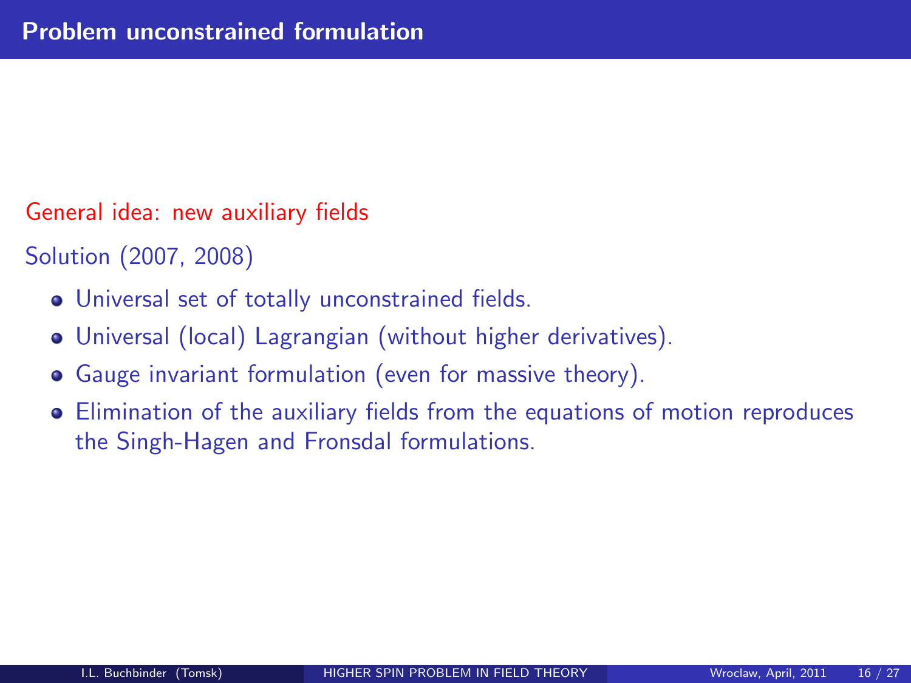## Problem unconstrained formulation

General idea: new auxiliary fields

Solution (2007, 2008)

- Universal set of totally unconstrained fields.
- Universal (local) Lagrangian (without higher derivatives).
- Gauge invariant formulation (even for massive theory).
- Elimination of the auxiliary fields from the equations of motion reproduces the Singh-Hagen and Fronsdal formulations.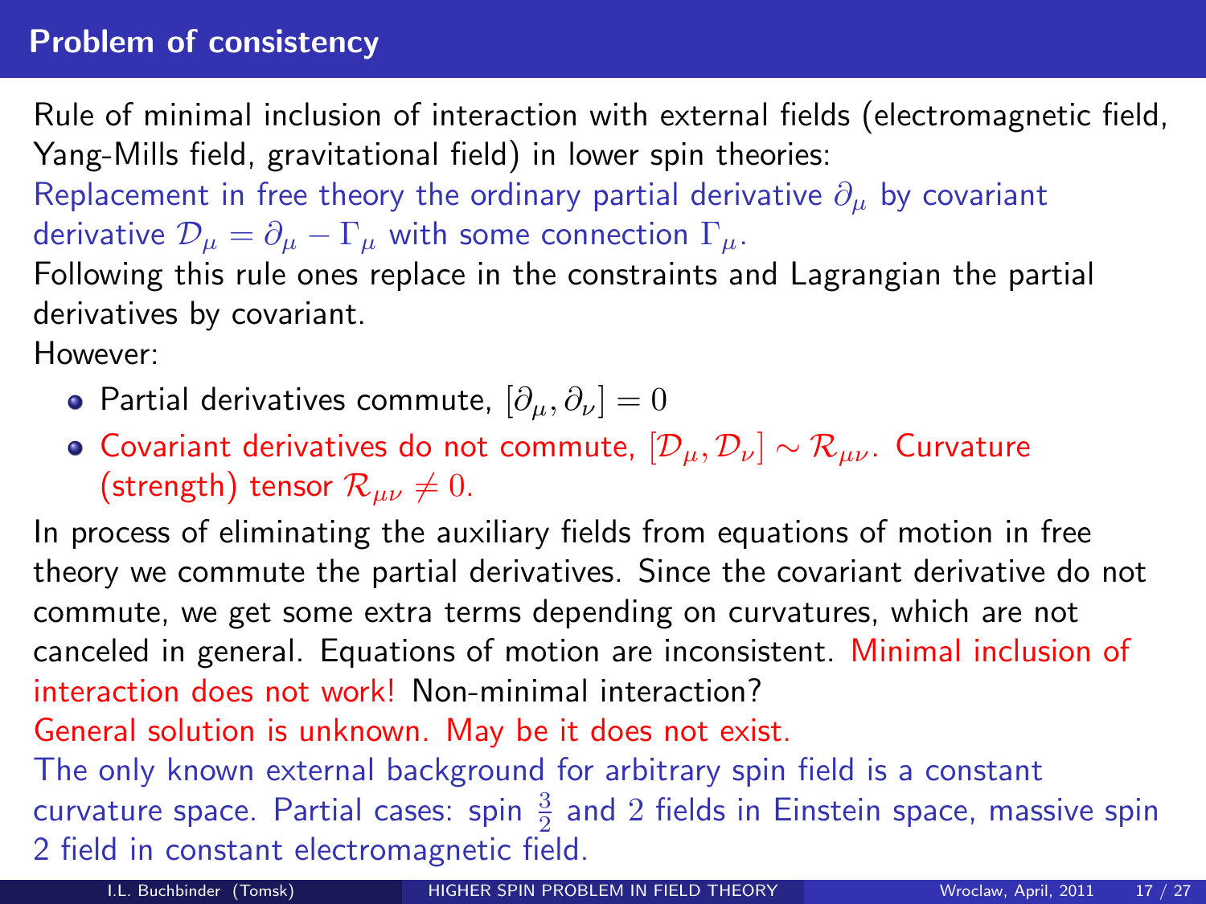## Problem of consistency

Rule of minimal inclusion of interaction with external fields (electromagnetic field, Yang-Mills field, gravitational field) in lower spin theories:
Replacement in free theory the ordinary partial derivative $\partial_\mu$ by covariant derivative $\mathcal{D}_\mu = \partial_\mu - \Gamma_\mu$ with some connection $\Gamma_\mu$.
Following this rule ones replace in the constraints and Lagrangian the partial derivatives by covariant.
However:

- Partial derivatives commute, $[\partial_\mu, \partial_\nu] = 0$
- Covariant derivatives do not commute, $[\mathcal{D}_\mu, \mathcal{D}_\nu] \sim \mathcal{R}_{\mu\nu}$. Curvature (strength) tensor $\mathcal{R}_{\mu\nu} \neq 0$.

In process of eliminating the auxiliary fields from equations of motion in free theory we commute the partial derivatives. Since the covariant derivative do not commute, we get some extra terms depending on curvatures, which are not canceled in general. Equations of motion are inconsistent. Minimal inclusion of interaction does not work! Non-minimal interaction?
General solution is unknown. May be it does not exist.
The only known external background for arbitrary spin field is a constant curvature space. Partial cases: spin $\frac{3}{2}$ and $2$ fields in Einstein space, massive spin 2 field in constant electromagnetic field.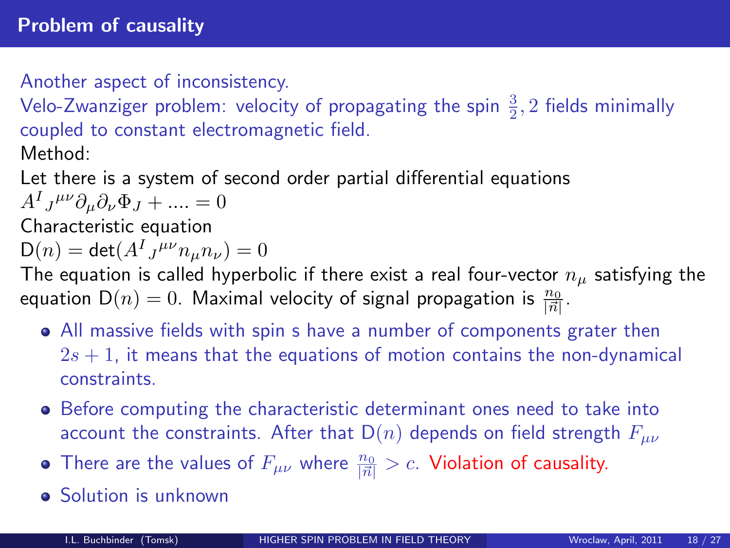## Problem of causality

Another aspect of inconsistency.

Velo-Zwanziger problem: velocity of propagating the spin $\frac{3}{2}, 2$ fields minimally coupled to constant electromagnetic field.

Method:

Let there is a system of second order partial differential equations

$A^I{}_J{}^{\mu\nu}\partial_\mu\partial_\nu\Phi_J + .... = 0$

Characteristic equation

$\mathsf{D}(n) = \det(A^I{}_J{}^{\mu\nu}n_\mu n_\nu) = 0$

The equation is called hyperbolic if there exist a real four-vector $n_\mu$ satisfying the equation $\mathsf{D}(n) = 0$. Maximal velocity of signal propagation is $\frac{n_0}{|\vec{n}|}$.

- All massive fields with spin s have a number of components grater then $2s + 1$, it means that the equations of motion contains the non-dynamical constraints.
- Before computing the characteristic determinant ones need to take into account the constraints. After that $\mathsf{D}(n)$ depends on field strength $F_{\mu\nu}$
- There are the values of $F_{\mu\nu}$ where $\frac{n_0}{|\vec{n}|} > c$. Violation of causality.
- Solution is unknown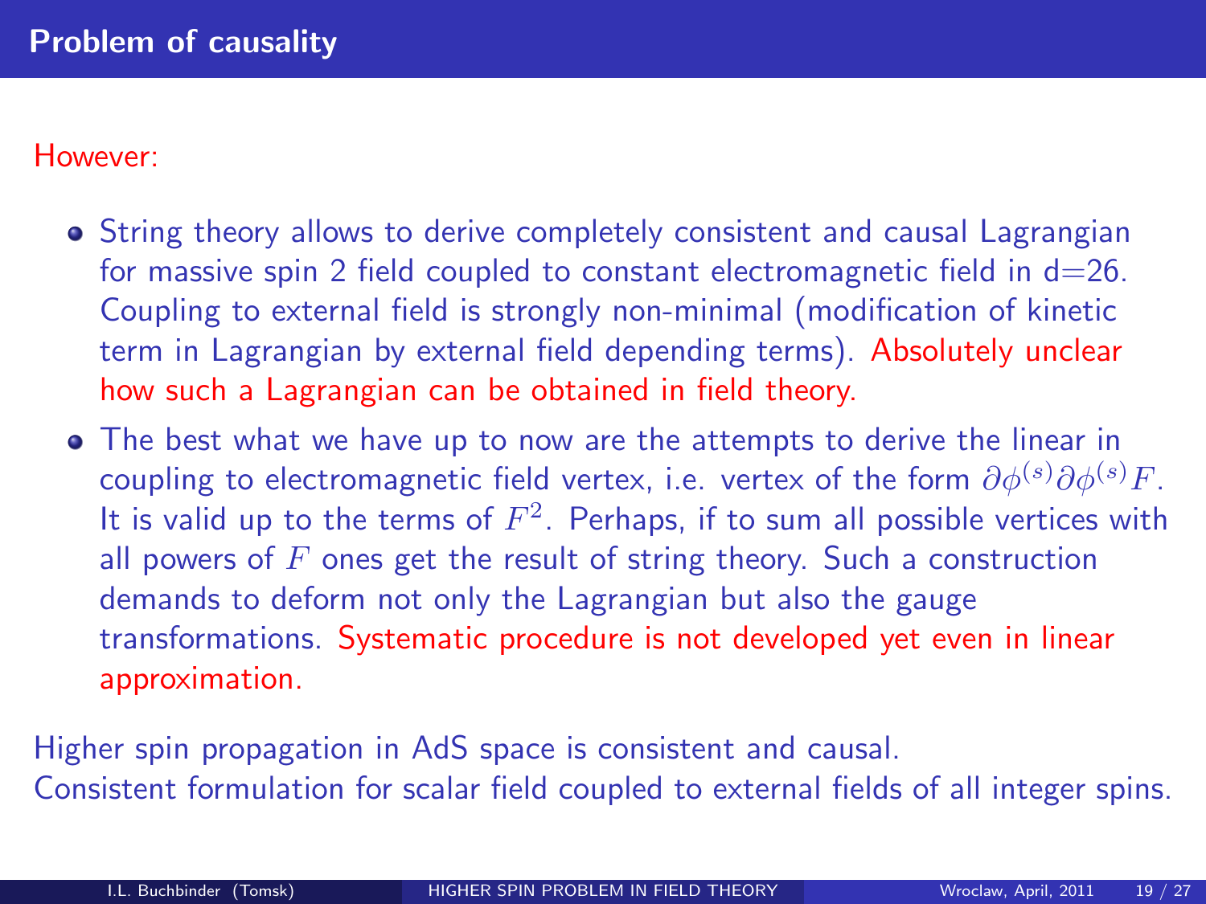## Problem of causality

However:

- String theory allows to derive completely consistent and causal Lagrangian for massive spin 2 field coupled to constant electromagnetic field in d=26. Coupling to external field is strongly non-minimal (modification of kinetic term in Lagrangian by external field depending terms). Absolutely unclear how such a Lagrangian can be obtained in field theory.
- The best what we have up to now are the attempts to derive the linear in coupling to electromagnetic field vertex, i.e. vertex of the form $\partial\phi^{(s)}\partial\phi^{(s)}F$. It is valid up to the terms of $F^2$. Perhaps, if to sum all possible vertices with all powers of $F$ ones get the result of string theory. Such a construction demands to deform not only the Lagrangian but also the gauge transformations. Systematic procedure is not developed yet even in linear approximation.

Higher spin propagation in AdS space is consistent and causal.
Consistent formulation for scalar field coupled to external fields of all integer spins.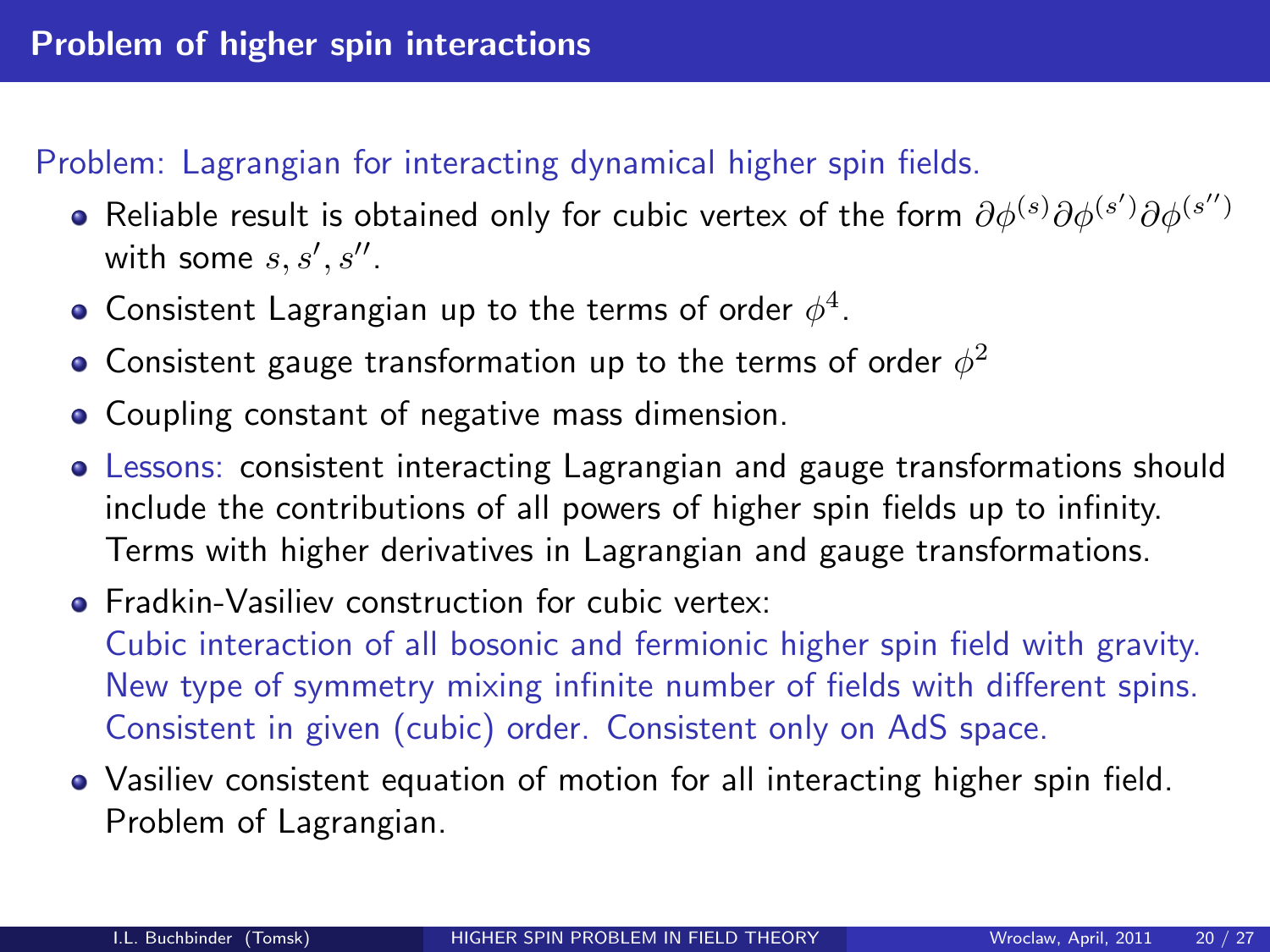## Problem of higher spin interactions

Problem: Lagrangian for interacting dynamical higher spin fields.

- Reliable result is obtained only for cubic vertex of the form $\partial\phi^{(s)}\partial\phi^{(s')}\partial\phi^{(s'')}$ with some $s, s', s''$.
- Consistent Lagrangian up to the terms of order $\phi^4$.
- Consistent gauge transformation up to the terms of order $\phi^2$
- Coupling constant of negative mass dimension.
- Lessons: consistent interacting Lagrangian and gauge transformations should include the contributions of all powers of higher spin fields up to infinity. Terms with higher derivatives in Lagrangian and gauge transformations.
- Fradkin-Vasiliev construction for cubic vertex:
  Cubic interaction of all bosonic and fermionic higher spin field with gravity.
  New type of symmetry mixing infinite number of fields with different spins.
  Consistent in given (cubic) order. Consistent only on AdS space.
- Vasiliev consistent equation of motion for all interacting higher spin field. Problem of Lagrangian.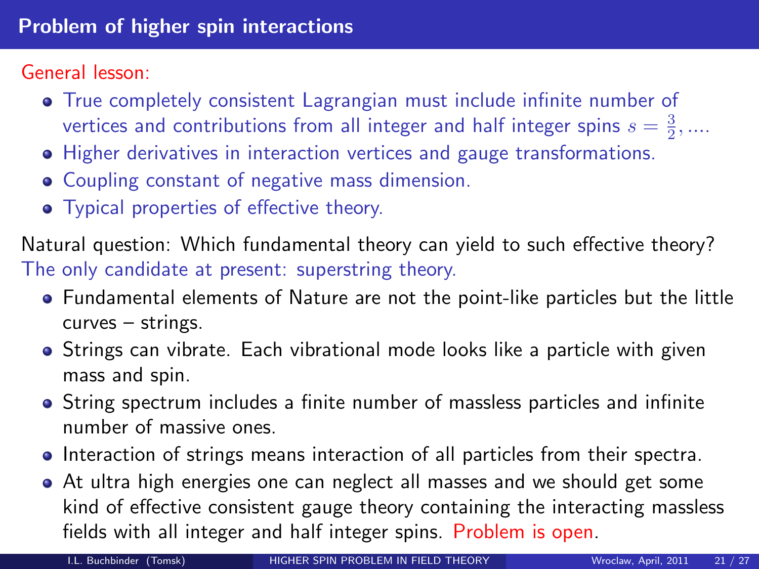## Problem of higher spin interactions

General lesson:

- True completely consistent Lagrangian must include infinite number of vertices and contributions from all integer and half integer spins $s = \frac{3}{2}, ....$
- Higher derivatives in interaction vertices and gauge transformations.
- Coupling constant of negative mass dimension.
- Typical properties of effective theory.

Natural question: Which fundamental theory can yield to such effective theory?
The only candidate at present: superstring theory.

- Fundamental elements of Nature are not the point-like particles but the little curves – strings.
- Strings can vibrate. Each vibrational mode looks like a particle with given mass and spin.
- String spectrum includes a finite number of massless particles and infinite number of massive ones.
- Interaction of strings means interaction of all particles from their spectra.
- At ultra high energies one can neglect all masses and we should get some kind of effective consistent gauge theory containing the interacting massless fields with all integer and half integer spins. Problem is open.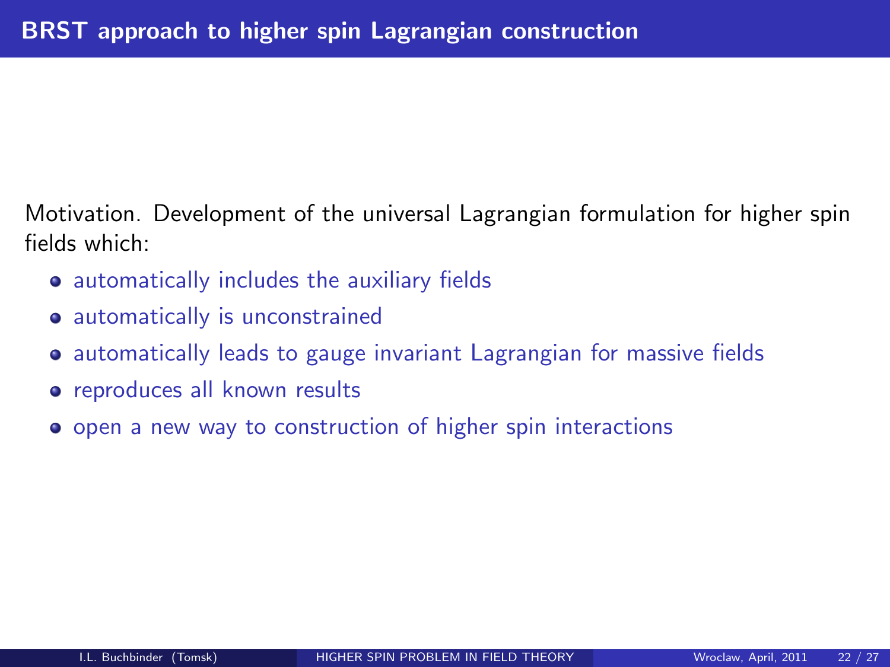## BRST approach to higher spin Lagrangian construction

Motivation. Development of the universal Lagrangian formulation for higher spin fields which:

- automatically includes the auxiliary fields
- automatically is unconstrained
- automatically leads to gauge invariant Lagrangian for massive fields
- reproduces all known results
- open a new way to construction of higher spin interactions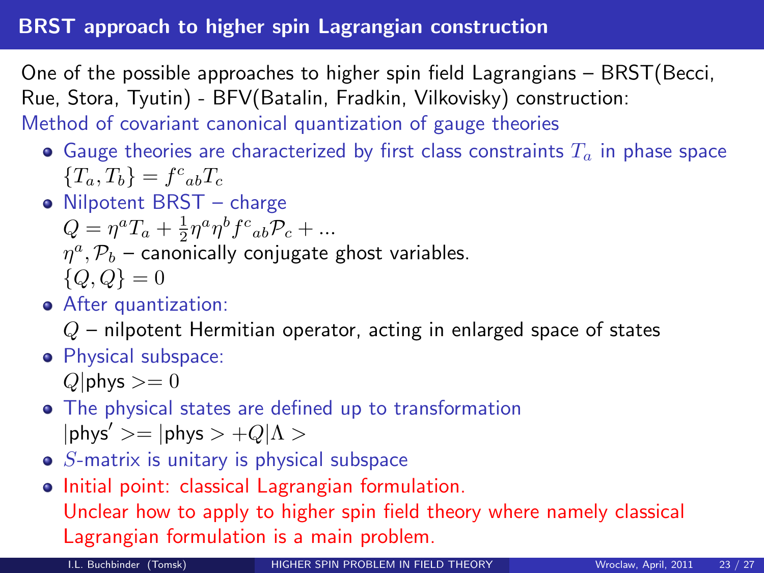## BRST approach to higher spin Lagrangian construction

One of the possible approaches to higher spin field Lagrangians – BRST(Becci, Rue, Stora, Tyutin) - BFV(Batalin, Fradkin, Vilkovisky) construction:
Method of covariant canonical quantization of gauge theories

- Gauge theories are characterized by first class constraints $T_a$ in phase space
  $\{T_a, T_b\} = f^c{}_{ab} T_c$
- Nilpotent BRST – charge
  $Q = \eta^a T_a + \frac{1}{2}\eta^a \eta^b f^c{}_{ab} \mathcal{P}_c + ...$
  $\eta^a, \mathcal{P}_b$ – canonically conjugate ghost variables.
  $\{Q, Q\} = 0$
- After quantization:
  $Q$ – nilpotent Hermitian operator, acting in enlarged space of states
- Physical subspace:
  $Q|\text{phys}>= 0$
- The physical states are defined up to transformation
  $|\text{phys}'>= |\text{phys}> + Q|\Lambda>$
- $S$-matrix is unitary is physical subspace
- Initial point: classical Lagrangian formulation.
  Unclear how to apply to higher spin field theory where namely classical Lagrangian formulation is a main problem.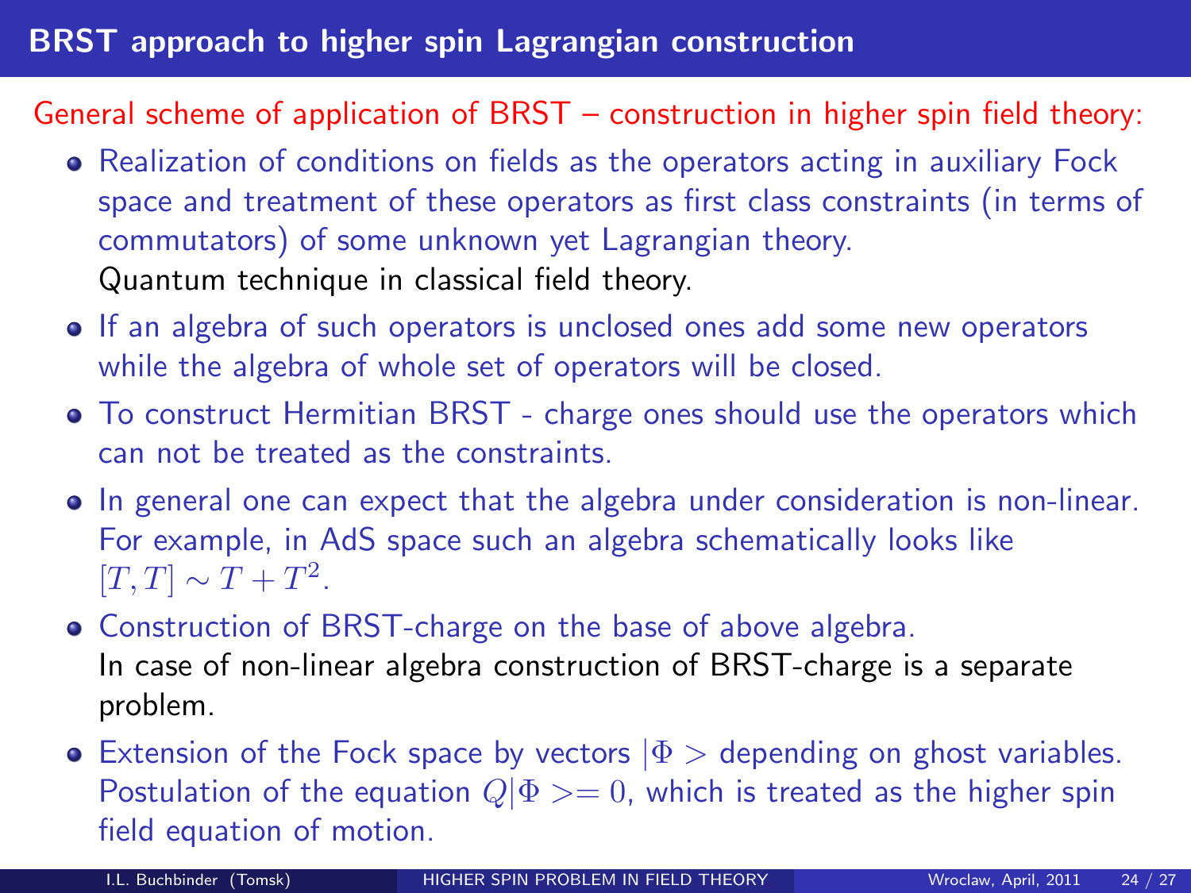## BRST approach to higher spin Lagrangian construction

General scheme of application of BRST – construction in higher spin field theory:

- Realization of conditions on fields as the operators acting in auxiliary Fock space and treatment of these operators as first class constraints (in terms of commutators) of some unknown yet Lagrangian theory.
  Quantum technique in classical field theory.
- If an algebra of such operators is unclosed ones add some new operators while the algebra of whole set of operators will be closed.
- To construct Hermitian BRST - charge ones should use the operators which can not be treated as the constraints.
- In general one can expect that the algebra under consideration is non-linear. For example, in AdS space such an algebra schematically looks like $[T, T] \sim T + T^2$.
- Construction of BRST-charge on the base of above algebra.
  In case of non-linear algebra construction of BRST-charge is a separate problem.
- Extension of the Fock space by vectors $|\Phi>$ depending on ghost variables. Postulation of the equation $Q|\Phi>= 0$, which is treated as the higher spin field equation of motion.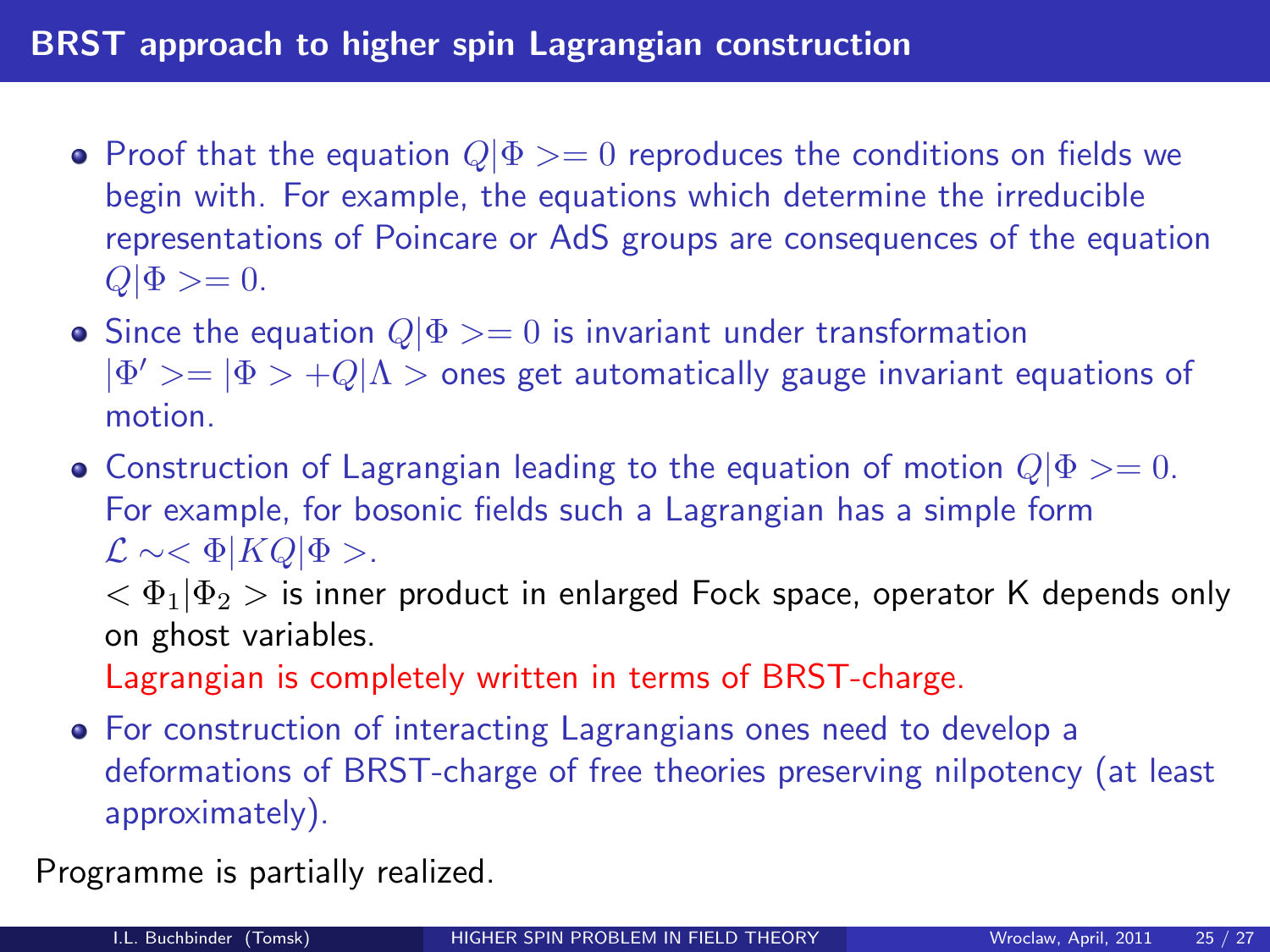## BRST approach to higher spin Lagrangian construction

- Proof that the equation $Q|\Phi>=0$ reproduces the conditions on fields we begin with. For example, the equations which determine the irreducible representations of Poincare or AdS groups are consequences of the equation $Q|\Phi>=0$.
- Since the equation $Q|\Phi>=0$ is invariant under transformation $|\Phi'>=|\Phi>+Q|\Lambda>$ ones get automatically gauge invariant equations of motion.
- Construction of Lagrangian leading to the equation of motion $Q|\Phi>=0$. For example, for bosonic fields such a Lagrangian has a simple form $\mathcal{L}\sim<\Phi|KQ|\Phi>$.

  $<\Phi_1|\Phi_2>$ is inner product in enlarged Fock space, operator K depends only on ghost variables.

  Lagrangian is completely written in terms of BRST-charge.
- For construction of interacting Lagrangians ones need to develop a deformations of BRST-charge of free theories preserving nilpotency (at least approximately).

Programme is partially realized.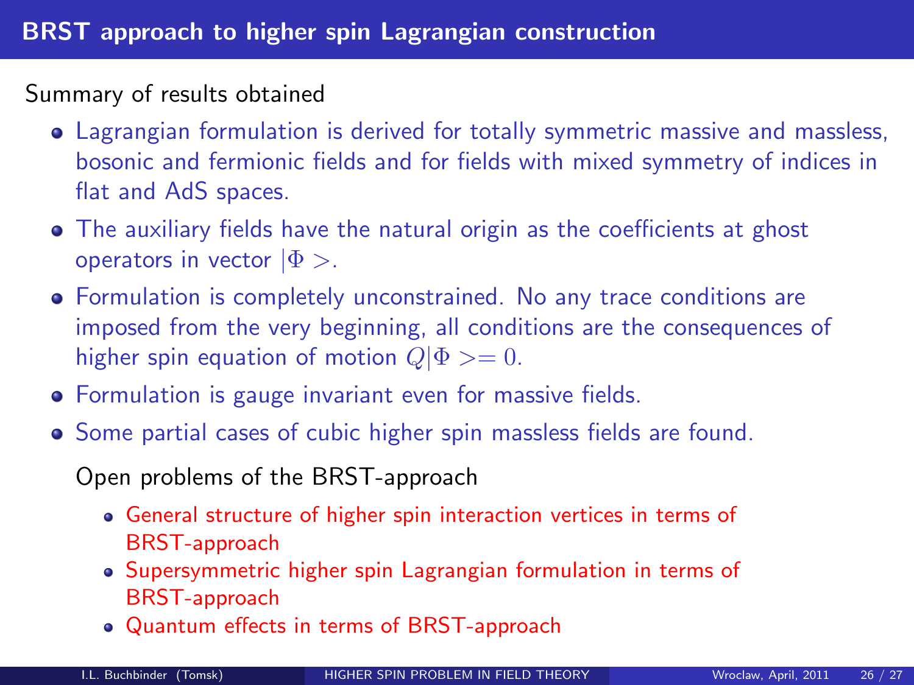# BRST approach to higher spin Lagrangian construction

Summary of results obtained

- Lagrangian formulation is derived for totally symmetric massive and massless, bosonic and fermionic fields and for fields with mixed symmetry of indices in flat and AdS spaces.
- The auxiliary fields have the natural origin as the coefficients at ghost operators in vector $|\Phi>$.
- Formulation is completely unconstrained. No any trace conditions are imposed from the very beginning, all conditions are the consequences of higher spin equation of motion $Q|\Phi>=0$.
- Formulation is gauge invariant even for massive fields.
- Some partial cases of cubic higher spin massless fields are found.

Open problems of the BRST-approach

- General structure of higher spin interaction vertices in terms of BRST-approach
- Supersymmetric higher spin Lagrangian formulation in terms of BRST-approach
- Quantum effects in terms of BRST-approach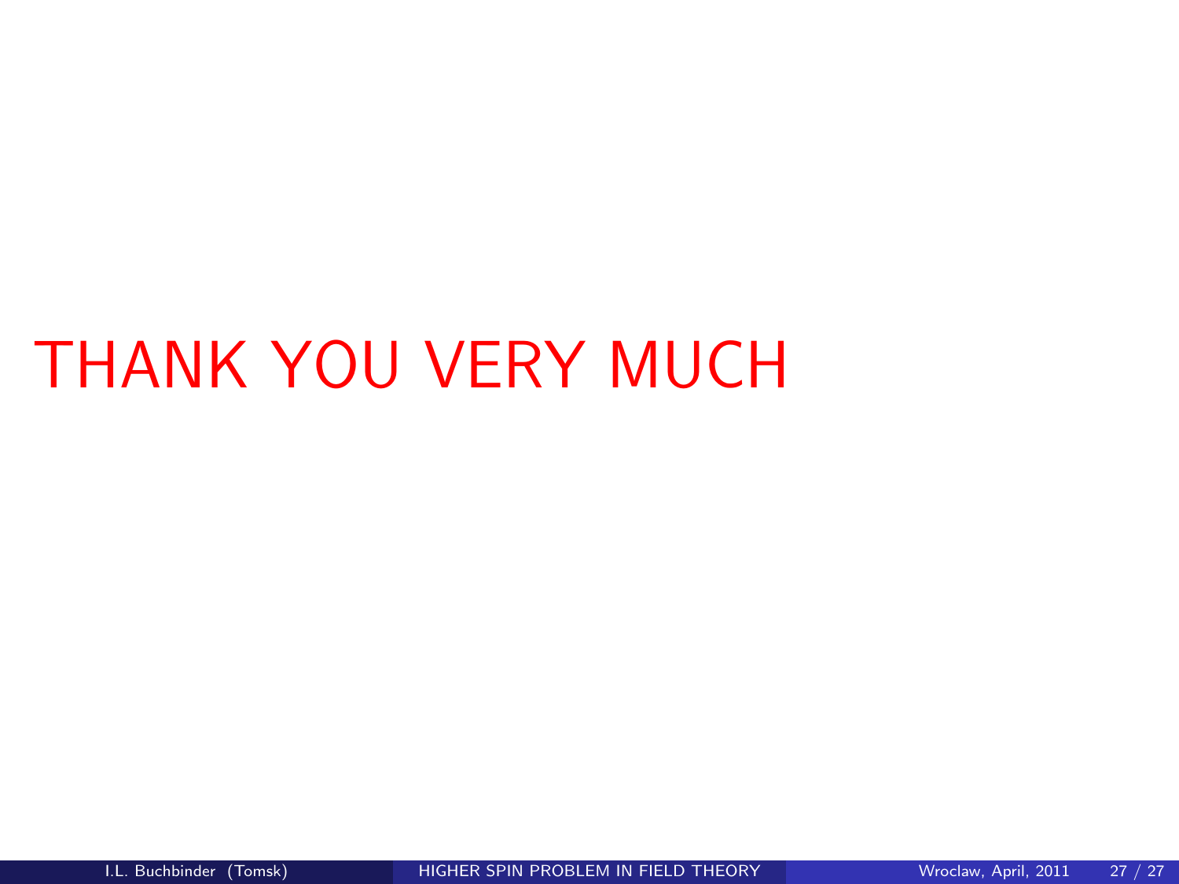THANK YOU VERY MUCH